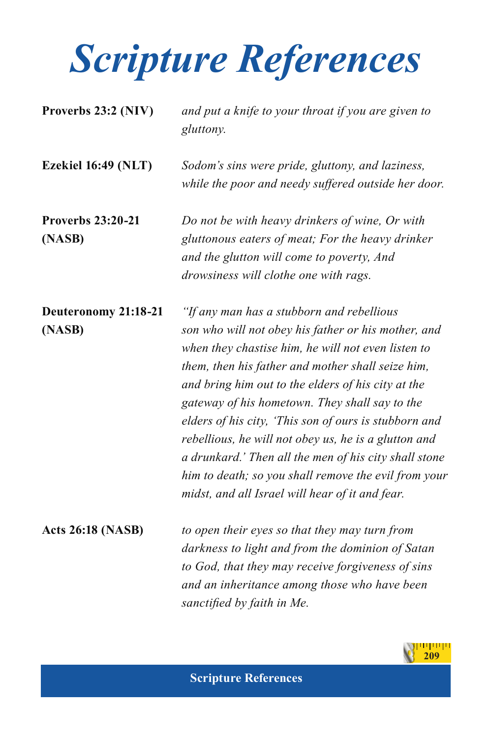# *Scripture References*

**Proverbs 23:2 (NIV)**
*and put a knife to your throat if you are given to gluttony.*

**Ezekiel 16:49 (NLT)**
*Sodom's sins were pride, gluttony, and laziness, while the poor and needy suffered outside her door.*

**Proverbs 23:20-21 (NASB)**
*Do not be with heavy drinkers of wine, Or with gluttonous eaters of meat; For the heavy drinker and the glutton will come to poverty, And drowsiness will clothe one with rags.*

**Deuteronomy 21:18-21 (NASB)**
*"If any man has a stubborn and rebellious son who will not obey his father or his mother, and when they chastise him, he will not even listen to them, then his father and mother shall seize him, and bring him out to the elders of his city at the gateway of his hometown. They shall say to the elders of his city, 'This son of ours is stubborn and rebellious, he will not obey us, he is a glutton and a drunkard.' Then all the men of his city shall stone him to death; so you shall remove the evil from your midst, and all Israel will hear of it and fear.*

**Acts 26:18 (NASB)**
*to open their eyes so that they may turn from darkness to light and from the dominion of Satan to God, that they may receive forgiveness of sins and an inheritance among those who have been sanctified by faith in Me.*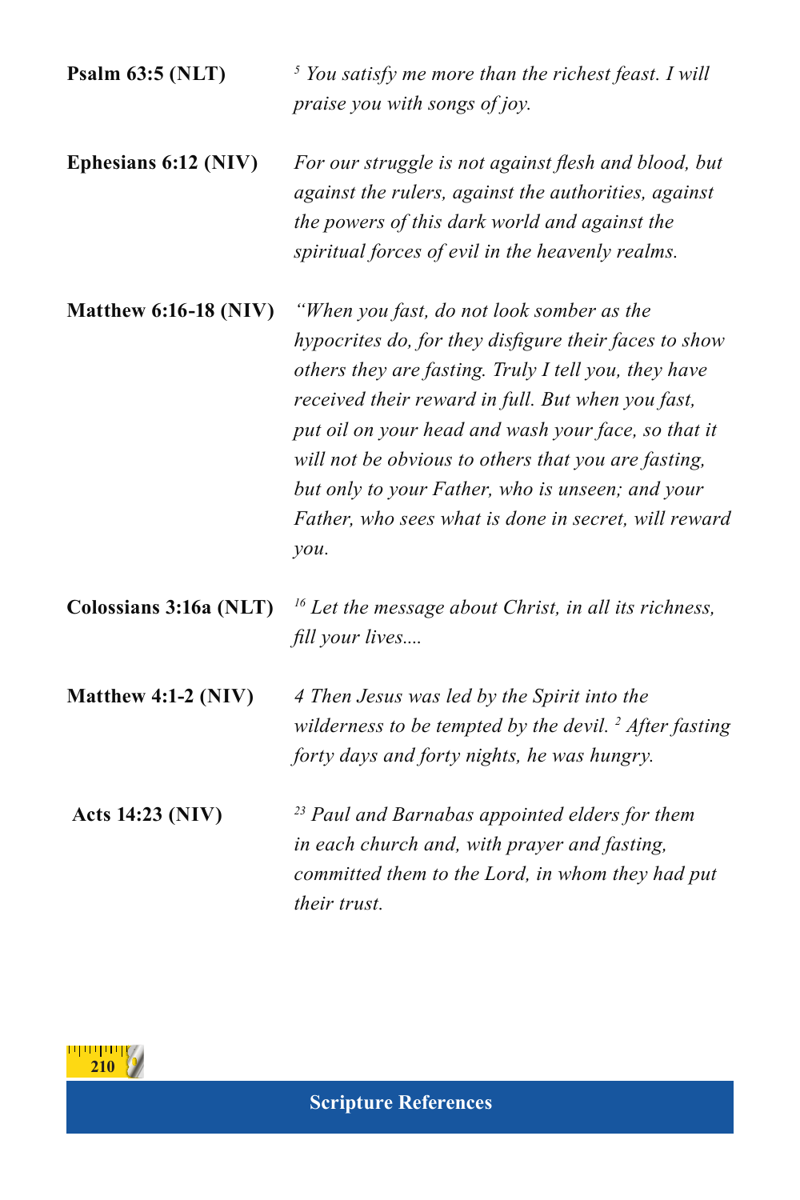**Psalm 63:5 (NLT)**

*[5] You satisfy me more than the richest feast. I will praise you with songs of joy.*

**Ephesians 6:12 (NIV)**

*For our struggle is not against flesh and blood, but against the rulers, against the authorities, against the powers of this dark world and against the spiritual forces of evil in the heavenly realms.*

**Matthew 6:16-18 (NIV)**

*"When you fast, do not look somber as the hypocrites do, for they disfigure their faces to show others they are fasting. Truly I tell you, they have received their reward in full. But when you fast, put oil on your head and wash your face, so that it will not be obvious to others that you are fasting, but only to your Father, who is unseen; and your Father, who sees what is done in secret, will reward you.*

**Colossians 3:16a (NLT)**

*[16] Let the message about Christ, in all its richness, fill your lives....*

**Matthew 4:1-2 (NIV)**

*4 Then Jesus was led by the Spirit into the wilderness to be tempted by the devil. [2] After fasting forty days and forty nights, he was hungry.*

**Acts 14:23 (NIV)**

*[23] Paul and Barnabas appointed elders for them in each church and, with prayer and fasting, committed them to the Lord, in whom they had put their trust.*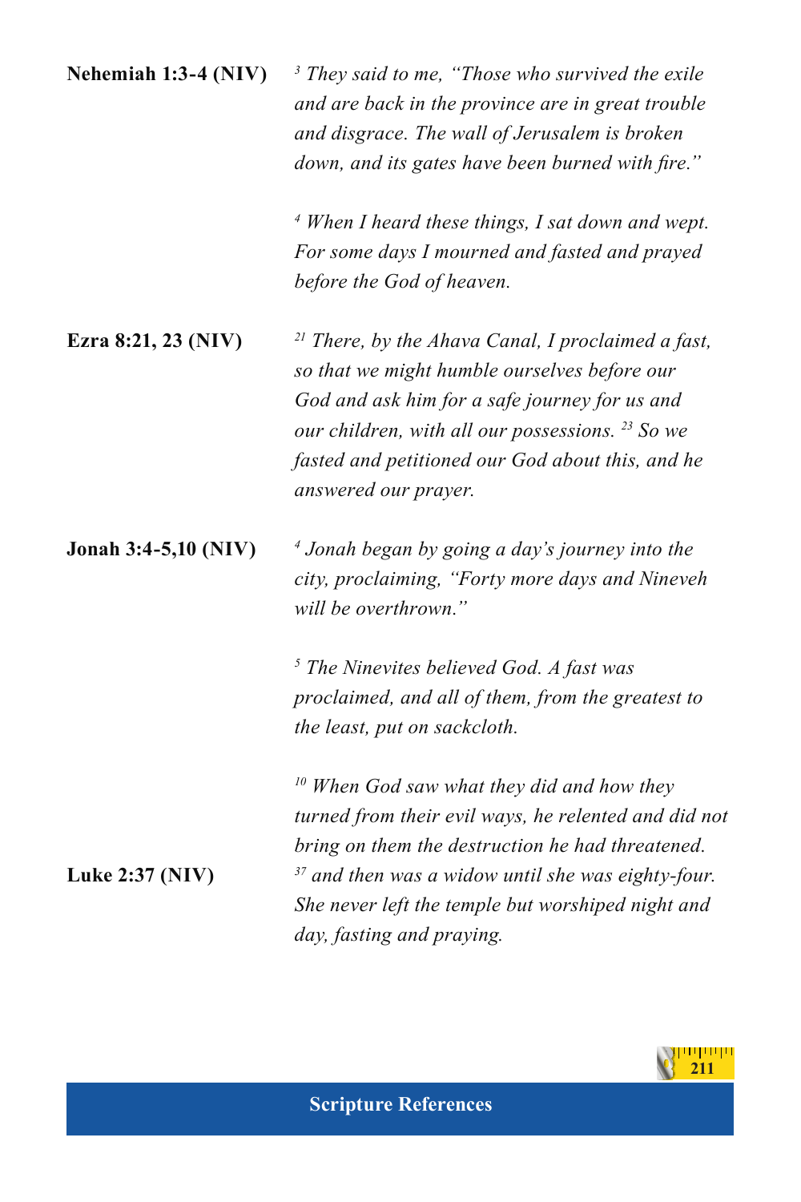**Nehemiah 1:3-4 (NIV)**

*[3] They said to me, "Those who survived the exile and are back in the province are in great trouble and disgrace. The wall of Jerusalem is broken down, and its gates have been burned with fire."*

*[4] When I heard these things, I sat down and wept. For some days I mourned and fasted and prayed before the God of heaven.*

**Ezra 8:21, 23 (NIV)**

*[21] There, by the Ahava Canal, I proclaimed a fast, so that we might humble ourselves before our God and ask him for a safe journey for us and our children, with all our possessions. [23] So we fasted and petitioned our God about this, and he answered our prayer.*

**Jonah 3:4-5,10 (NIV)**

*[4] Jonah began by going a day's journey into the city, proclaiming, "Forty more days and Nineveh will be overthrown."*

*[5] The Ninevites believed God. A fast was proclaimed, and all of them, from the greatest to the least, put on sackcloth.*

*[10] When God saw what they did and how they turned from their evil ways, he relented and did not bring on them the destruction he had threatened.*

**Luke 2:37 (NIV)**

*[37] and then was a widow until she was eighty-four. She never left the temple but worshiped night and day, fasting and praying.*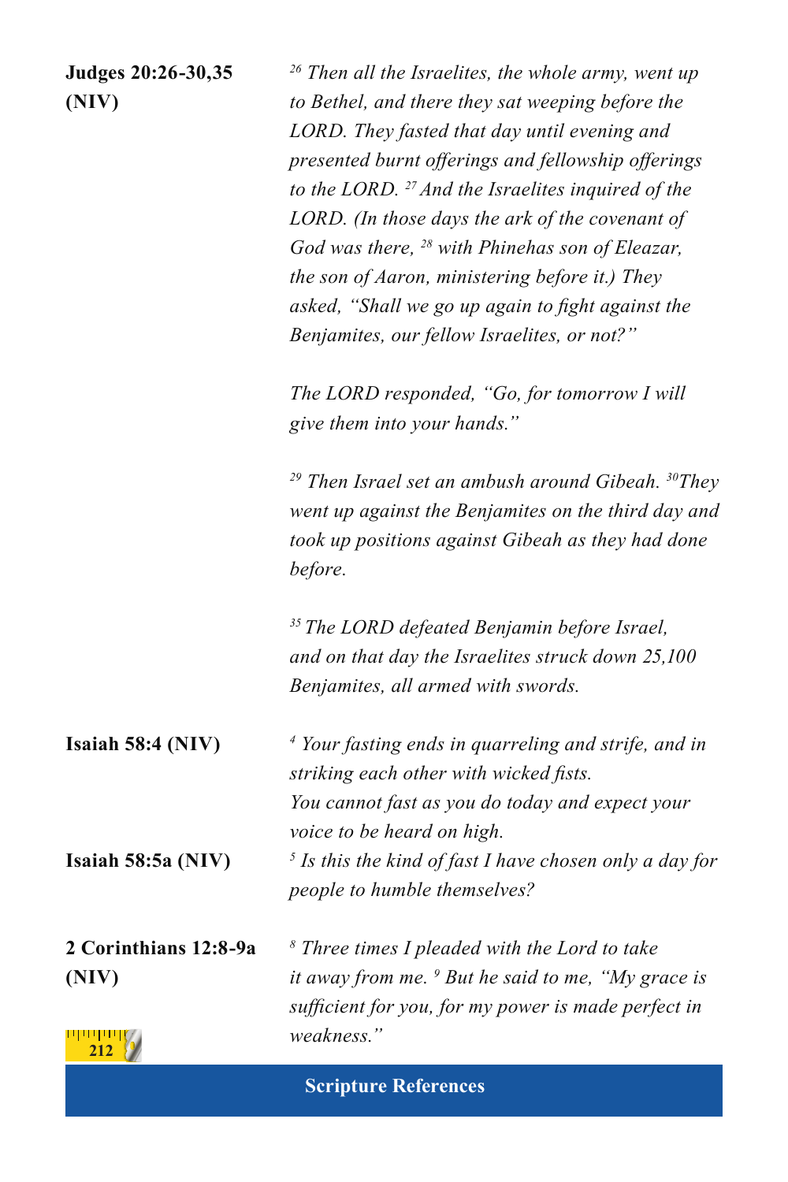**Judges 20:26-30,35 (NIV)**

*[26] Then all the Israelites, the whole army, went up to Bethel, and there they sat weeping before the LORD. They fasted that day until evening and presented burnt offerings and fellowship offerings to the LORD. [27] And the Israelites inquired of the LORD. (In those days the ark of the covenant of God was there, [28] with Phinehas son of Eleazar, the son of Aaron, ministering before it.) They asked, "Shall we go up again to fight against the Benjamites, our fellow Israelites, or not?"*

*The LORD responded, "Go, for tomorrow I will give them into your hands."*

*[29] Then Israel set an ambush around Gibeah. [30] They went up against the Benjamites on the third day and took up positions against Gibeah as they had done before.*

*[35] The LORD defeated Benjamin before Israel, and on that day the Israelites struck down 25,100 Benjamites, all armed with swords.*

**Isaiah 58:4 (NIV)**

*[4] Your fasting ends in quarreling and strife, and in striking each other with wicked fists.*
*You cannot fast as you do today and expect your voice to be heard on high.*

**Isaiah 58:5a (NIV)**

*[5] Is this the kind of fast I have chosen only a day for people to humble themselves?*

**2 Corinthians 12:8-9a (NIV)**

*[8] Three times I pleaded with the Lord to take it away from me. [9] But he said to me, "My grace is sufficient for you, for my power is made perfect in weakness."*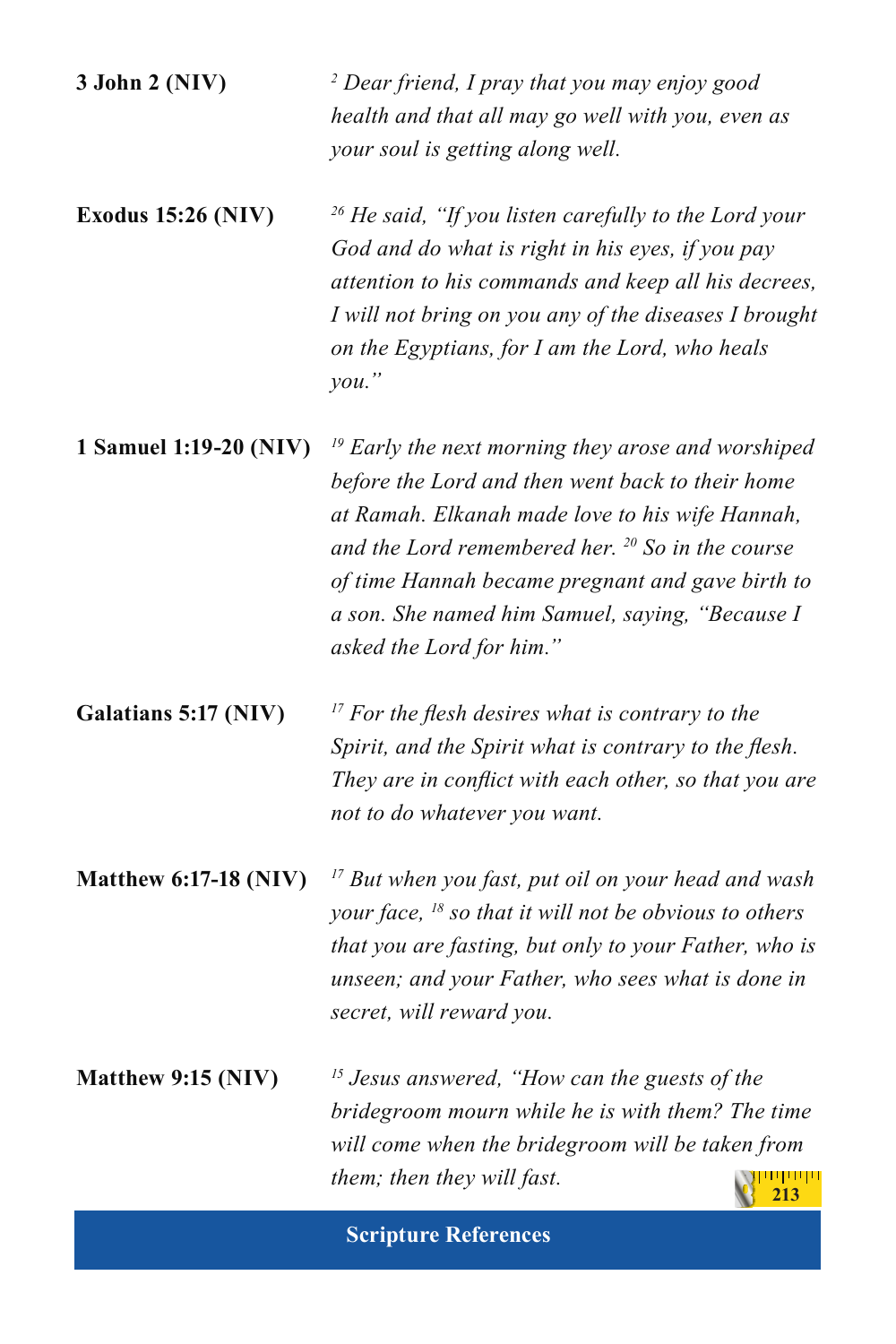**3 John 2 (NIV)**

*[2] Dear friend, I pray that you may enjoy good health and that all may go well with you, even as your soul is getting along well.*

**Exodus 15:26 (NIV)**

*[26] He said, "If you listen carefully to the Lord your God and do what is right in his eyes, if you pay attention to his commands and keep all his decrees, I will not bring on you any of the diseases I brought on the Egyptians, for I am the Lord, who heals you."*

**1 Samuel 1:19-20 (NIV)**

*[19] Early the next morning they arose and worshiped before the Lord and then went back to their home at Ramah. Elkanah made love to his wife Hannah, and the Lord remembered her. [20] So in the course of time Hannah became pregnant and gave birth to a son. She named him Samuel, saying, "Because I asked the Lord for him."*

**Galatians 5:17 (NIV)**

*[17] For the flesh desires what is contrary to the Spirit, and the Spirit what is contrary to the flesh. They are in conflict with each other, so that you are not to do whatever you want.*

**Matthew 6:17-18 (NIV)**

*[17] But when you fast, put oil on your head and wash your face, [18] so that it will not be obvious to others that you are fasting, but only to your Father, who is unseen; and your Father, who sees what is done in secret, will reward you.*

**Matthew 9:15 (NIV)**

*[15] Jesus answered, "How can the guests of the bridegroom mourn while he is with them? The time will come when the bridegroom will be taken from them; then they will fast.*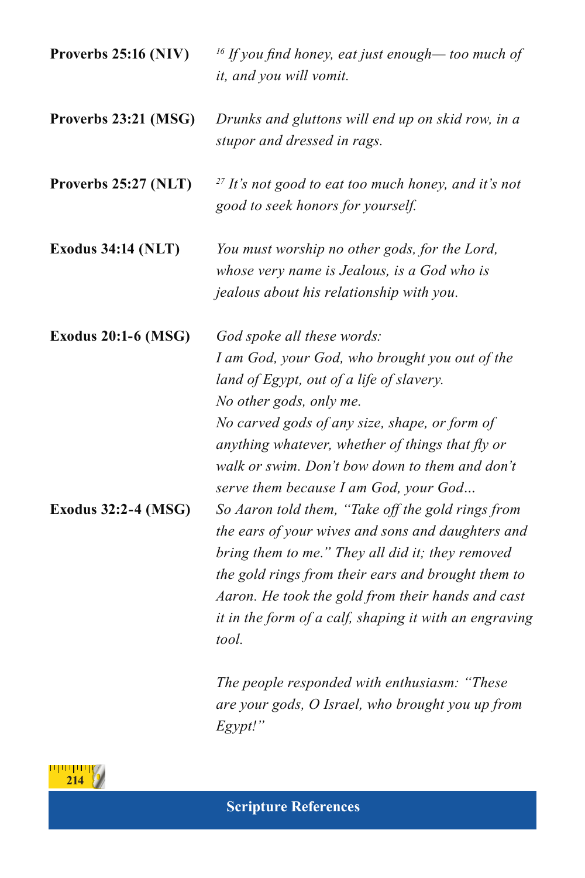**Proverbs 25:16 (NIV)** *[16] If you find honey, eat just enough— too much of it, and you will vomit.*

**Proverbs 23:21 (MSG)** *Drunks and gluttons will end up on skid row, in a stupor and dressed in rags.*

**Proverbs 25:27 (NLT)** *[27] It's not good to eat too much honey, and it's not good to seek honors for yourself.*

**Exodus 34:14 (NLT)** *You must worship no other gods, for the Lord, whose very name is Jealous, is a God who is jealous about his relationship with you.*

**Exodus 20:1-6 (MSG)** *God spoke all these words:*
*I am God, your God, who brought you out of the land of Egypt, out of a life of slavery.*
*No other gods, only me.*
*No carved gods of any size, shape, or form of anything whatever, whether of things that fly or walk or swim. Don't bow down to them and don't serve them because I am God, your God…*

**Exodus 32:2-4 (MSG)** *So Aaron told them, "Take off the gold rings from the ears of your wives and sons and daughters and bring them to me." They all did it; they removed the gold rings from their ears and brought them to Aaron. He took the gold from their hands and cast it in the form of a calf, shaping it with an engraving tool.*

*The people responded with enthusiasm: "These are your gods, O Israel, who brought you up from Egypt!"*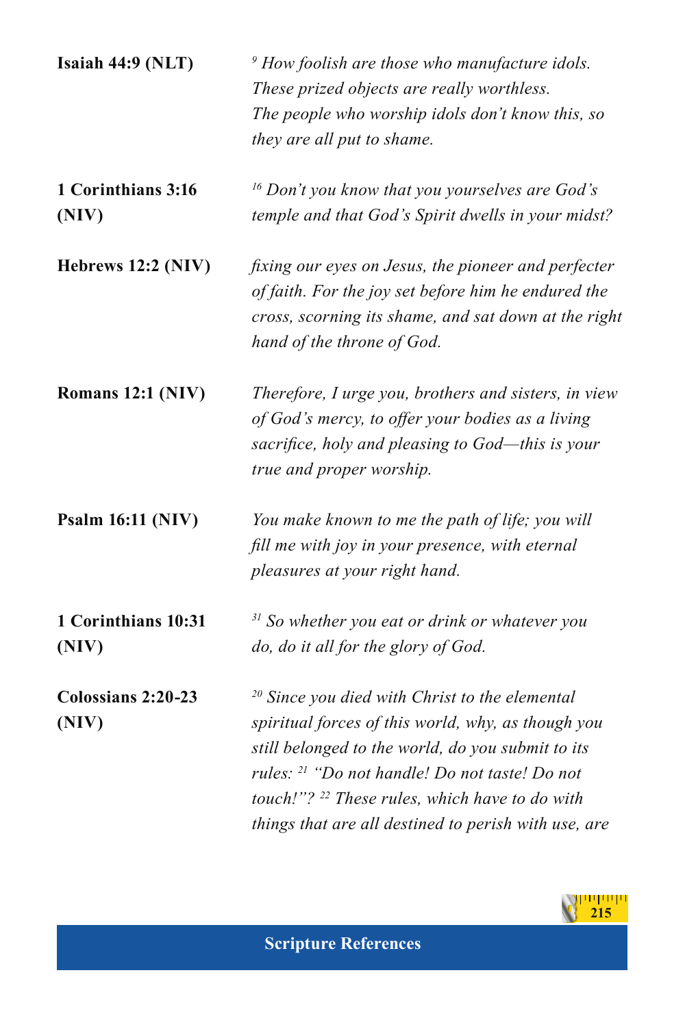**Isaiah 44:9 (NLT)**

*[9] How foolish are those who manufacture idols. These prized objects are really worthless. The people who worship idols don't know this, so they are all put to shame.*

**1 Corinthians 3:16 (NIV)**

*[16] Don't you know that you yourselves are God's temple and that God's Spirit dwells in your midst?*

**Hebrews 12:2 (NIV)**

*fixing our eyes on Jesus, the pioneer and perfecter of faith. For the joy set before him he endured the cross, scorning its shame, and sat down at the right hand of the throne of God.*

**Romans 12:1 (NIV)**

*Therefore, I urge you, brothers and sisters, in view of God's mercy, to offer your bodies as a living sacrifice, holy and pleasing to God—this is your true and proper worship.*

**Psalm 16:11 (NIV)**

*You make known to me the path of life; you will fill me with joy in your presence, with eternal pleasures at your right hand.*

**1 Corinthians 10:31 (NIV)**

*[31] So whether you eat or drink or whatever you do, do it all for the glory of God.*

**Colossians 2:20-23 (NIV)**

*[20] Since you died with Christ to the elemental spiritual forces of this world, why, as though you still belonged to the world, do you submit to its rules: [21] "Do not handle! Do not taste! Do not touch!"? [22] These rules, which have to do with things that are all destined to perish with use, are*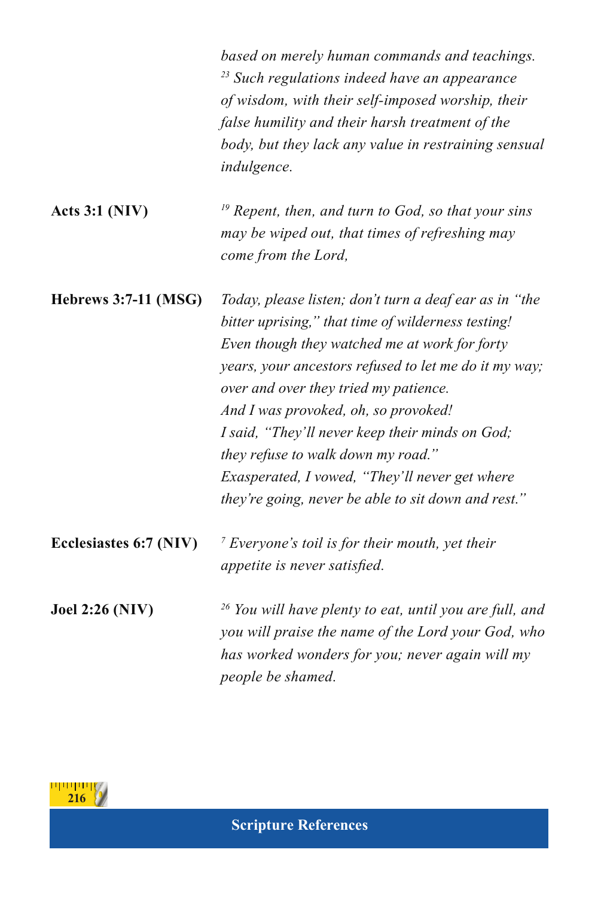*based on merely human commands and teachings. [23] Such regulations indeed have an appearance of wisdom, with their self-imposed worship, their false humility and their harsh treatment of the body, but they lack any value in restraining sensual indulgence.*

**Acts 3:1 (NIV)**

*[19] Repent, then, and turn to God, so that your sins may be wiped out, that times of refreshing may come from the Lord,*

**Hebrews 3:7-11 (MSG)**

*Today, please listen; don't turn a deaf ear as in "the bitter uprising," that time of wilderness testing! Even though they watched me at work for forty years, your ancestors refused to let me do it my way; over and over they tried my patience.*
*And I was provoked, oh, so provoked!*
*I said, "They'll never keep their minds on God; they refuse to walk down my road."*
*Exasperated, I vowed, "They'll never get where they're going, never be able to sit down and rest."*

**Ecclesiastes 6:7 (NIV)**

*[7] Everyone's toil is for their mouth, yet their appetite is never satisfied.*

**Joel 2:26 (NIV)**

*[26] You will have plenty to eat, until you are full, and you will praise the name of the Lord your God, who has worked wonders for you; never again will my people be shamed.*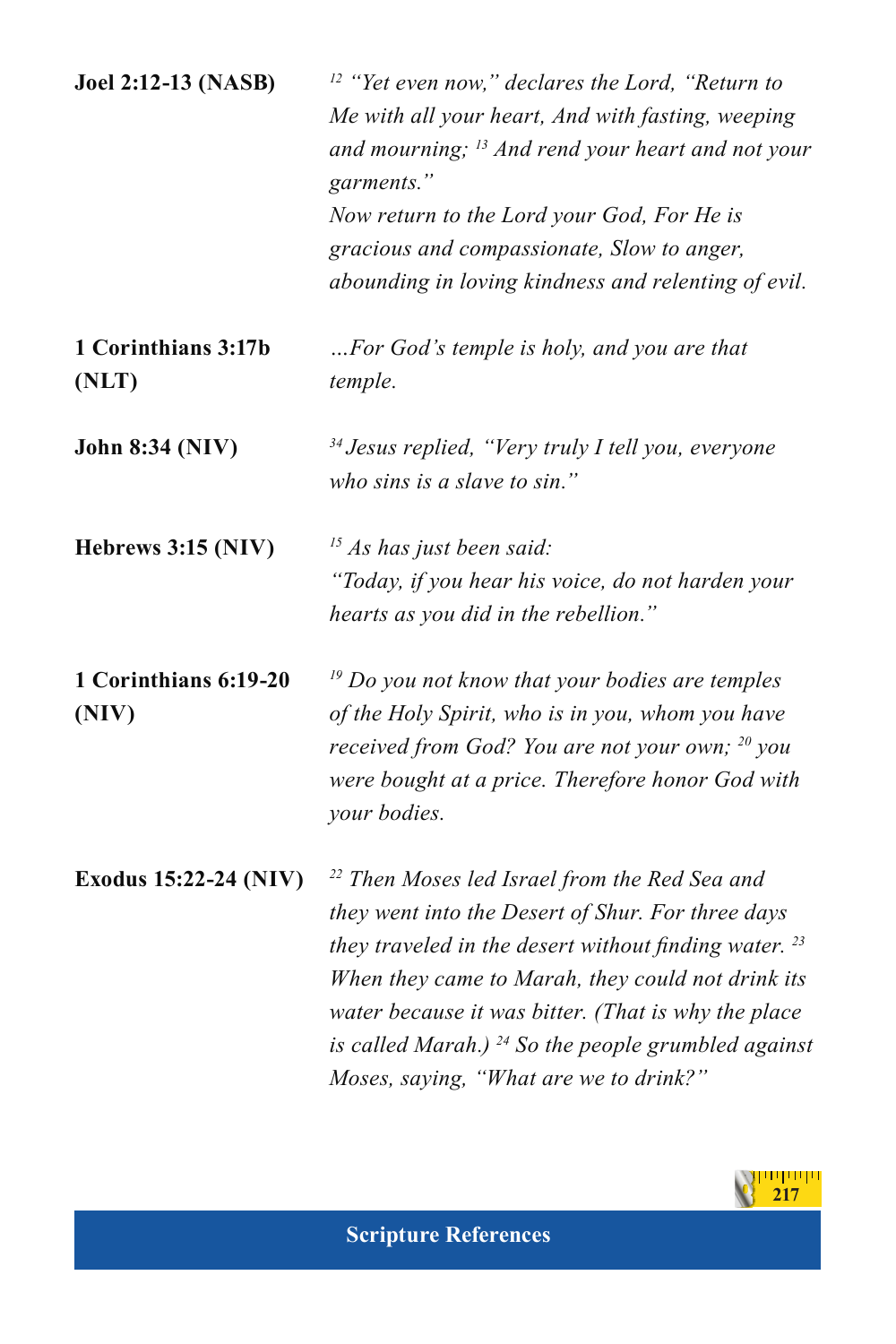**Joel 2:12-13 (NASB)**

*[12] "Yet even now," declares the Lord, "Return to Me with all your heart, And with fasting, weeping and mourning; [13] And rend your heart and not your garments."*
*Now return to the Lord your God, For He is gracious and compassionate, Slow to anger, abounding in loving kindness and relenting of evil.*

**1 Corinthians 3:17b (NLT)**

*...For God's temple is holy, and you are that temple.*

**John 8:34 (NIV)**

*[34] Jesus replied, "Very truly I tell you, everyone who sins is a slave to sin."*

**Hebrews 3:15 (NIV)**

*[15] As has just been said:*
*"Today, if you hear his voice, do not harden your hearts as you did in the rebellion."*

**1 Corinthians 6:19-20 (NIV)**

*[19] Do you not know that your bodies are temples of the Holy Spirit, who is in you, whom you have received from God? You are not your own; [20] you were bought at a price. Therefore honor God with your bodies.*

**Exodus 15:22-24 (NIV)**

*[22] Then Moses led Israel from the Red Sea and they went into the Desert of Shur. For three days they traveled in the desert without finding water. [23] When they came to Marah, they could not drink its water because it was bitter. (That is why the place is called Marah.) [24] So the people grumbled against Moses, saying, "What are we to drink?"*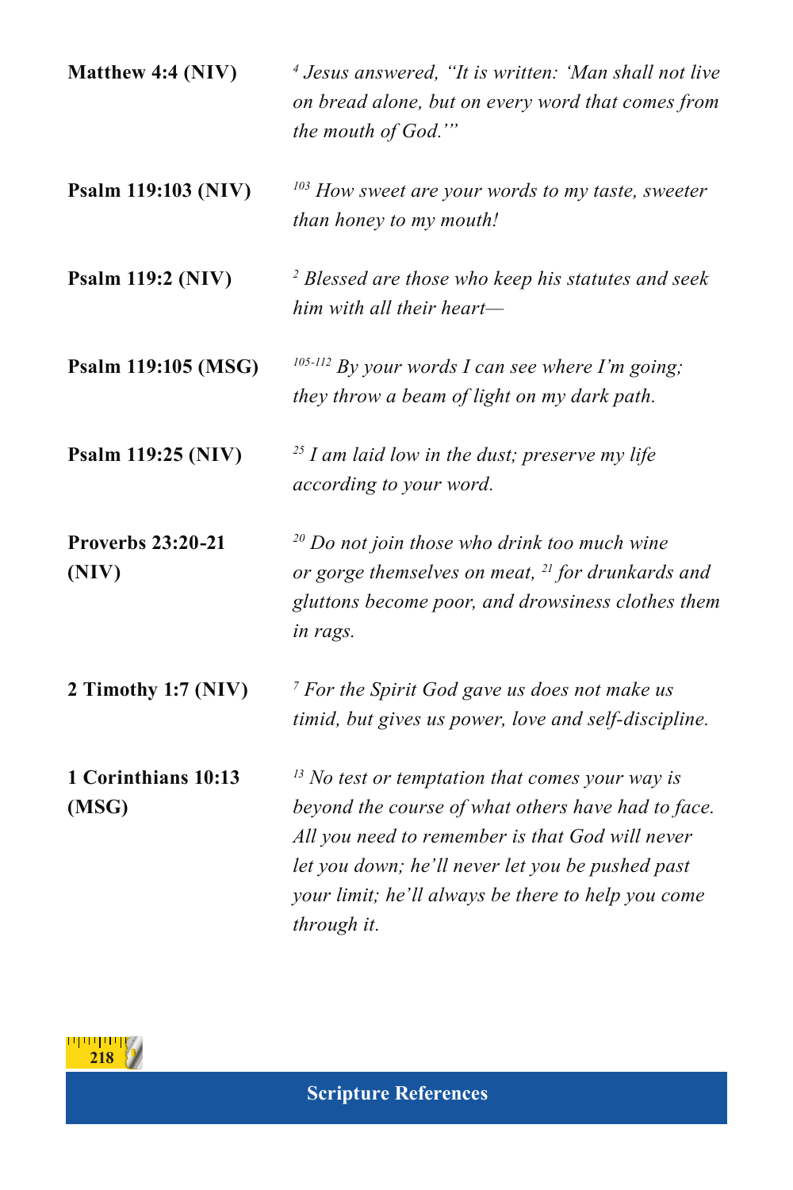**Matthew 4:4 (NIV)** — [4] *Jesus answered, "It is written: 'Man shall not live on bread alone, but on every word that comes from the mouth of God.'"*

**Psalm 119:103 (NIV)** — [103] *How sweet are your words to my taste, sweeter than honey to my mouth!*

**Psalm 119:2 (NIV)** — [2] *Blessed are those who keep his statutes and seek him with all their heart—*

**Psalm 119:105 (MSG)** — [105-112] *By your words I can see where I'm going; they throw a beam of light on my dark path.*

**Psalm 119:25 (NIV)** — [25] *I am laid low in the dust; preserve my life according to your word.*

**Proverbs 23:20-21 (NIV)** — [20] *Do not join those who drink too much wine or gorge themselves on meat,* [21] *for drunkards and gluttons become poor, and drowsiness clothes them in rags.*

**2 Timothy 1:7 (NIV)** — [7] *For the Spirit God gave us does not make us timid, but gives us power, love and self-discipline.*

**1 Corinthians 10:13 (MSG)** — [13] *No test or temptation that comes your way is beyond the course of what others have had to face. All you need to remember is that God will never let you down; he'll never let you be pushed past your limit; he'll always be there to help you come through it.*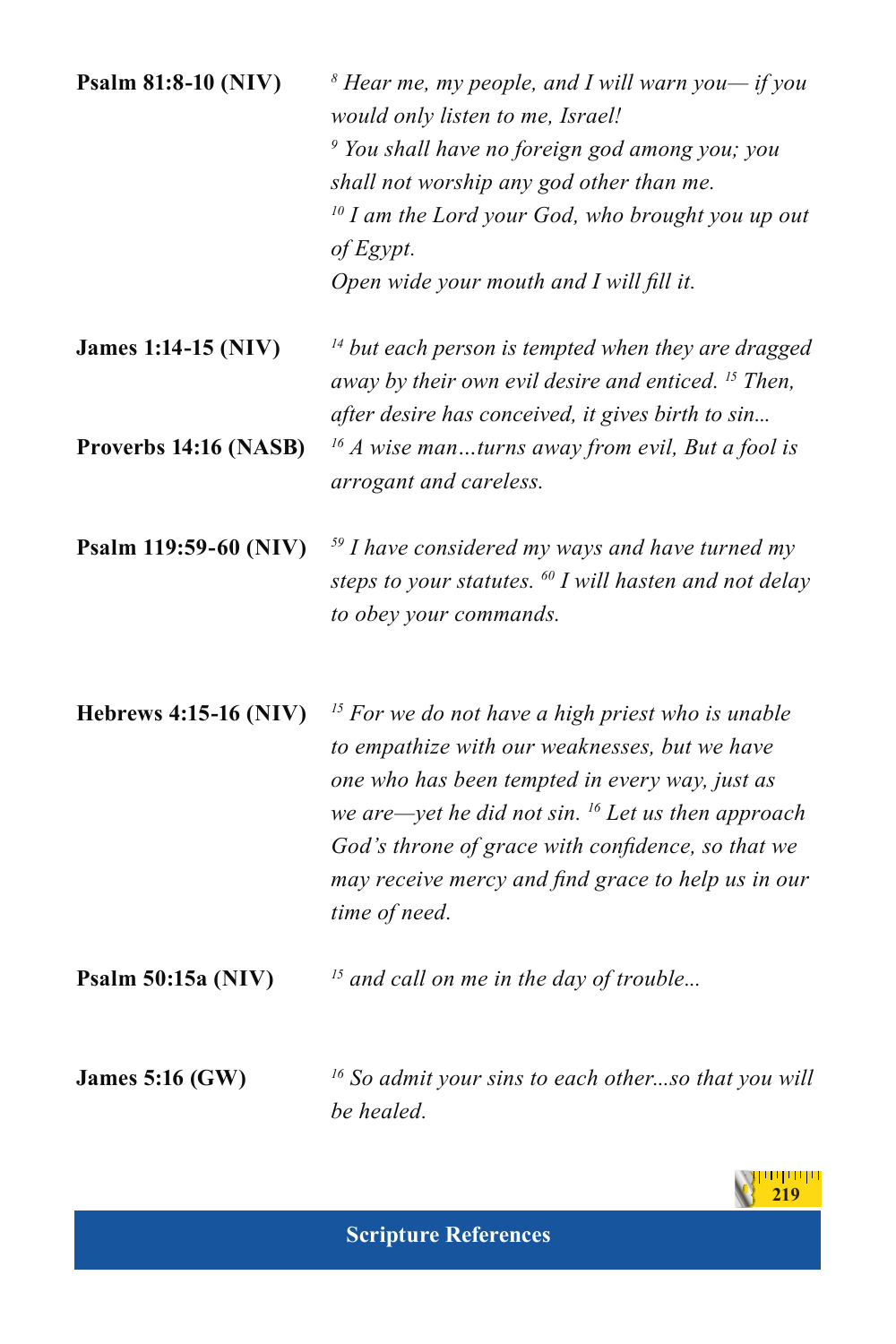**Psalm 81:8-10 (NIV)**

*[8] Hear me, my people, and I will warn you— if you would only listen to me, Israel!*
*[9] You shall have no foreign god among you; you shall not worship any god other than me.*
*[10] I am the Lord your God, who brought you up out of Egypt.*
*Open wide your mouth and I will fill it.*

**James 1:14-15 (NIV)**

*[14] but each person is tempted when they are dragged away by their own evil desire and enticed. [15] Then, after desire has conceived, it gives birth to sin...*

**Proverbs 14:16 (NASB)**

*[16] A wise man…turns away from evil, But a fool is arrogant and careless.*

**Psalm 119:59-60 (NIV)**

*[59] I have considered my ways and have turned my steps to your statutes. [60] I will hasten and not delay to obey your commands.*

**Hebrews 4:15-16 (NIV)**

*[15] For we do not have a high priest who is unable to empathize with our weaknesses, but we have one who has been tempted in every way, just as we are—yet he did not sin. [16] Let us then approach God's throne of grace with confidence, so that we may receive mercy and find grace to help us in our time of need.*

**Psalm 50:15a (NIV)**

*[15] and call on me in the day of trouble...*

**James 5:16 (GW)**

*[16] So admit your sins to each other...so that you will be healed.*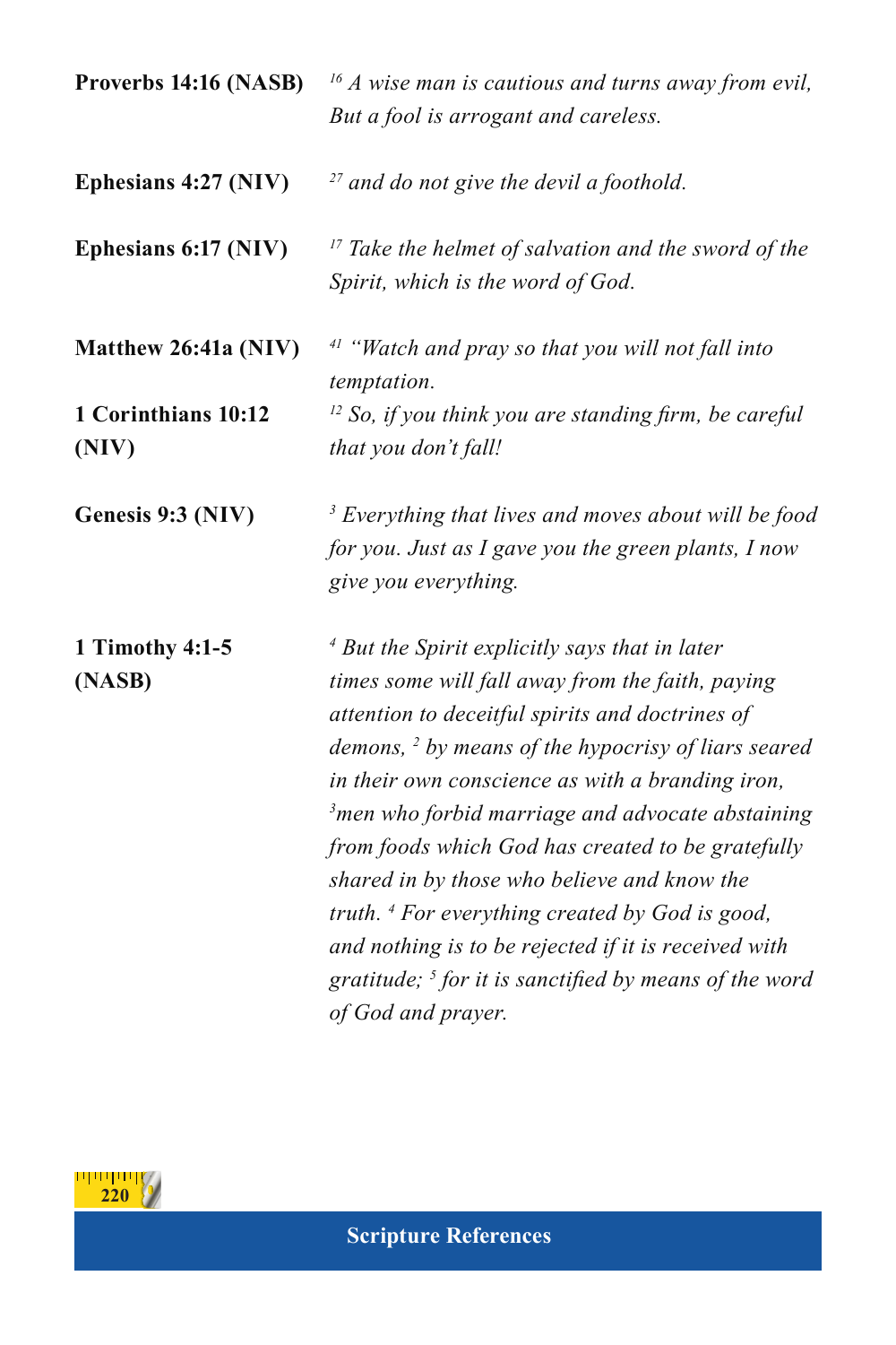**Proverbs 14:16 (NASB)** [16] *A wise man is cautious and turns away from evil, But a fool is arrogant and careless.*

**Ephesians 4:27 (NIV)** [27] *and do not give the devil a foothold.*

**Ephesians 6:17 (NIV)** [17] *Take the helmet of salvation and the sword of the Spirit, which is the word of God.*

**Matthew 26:41a (NIV)** [41] *"Watch and pray so that you will not fall into temptation.*

**1 Corinthians 10:12 (NIV)** [12] *So, if you think you are standing firm, be careful that you don't fall!*

**Genesis 9:3 (NIV)** [3] *Everything that lives and moves about will be food for you. Just as I gave you the green plants, I now give you everything.*

**1 Timothy 4:1-5 (NASB)** [4] *But the Spirit explicitly says that in later times some will fall away from the faith, paying attention to deceitful spirits and doctrines of demons,* [2] *by means of the hypocrisy of liars seared in their own conscience as with a branding iron,* [3]*men who forbid marriage and advocate abstaining from foods which God has created to be gratefully shared in by those who believe and know the truth.* [4] *For everything created by God is good, and nothing is to be rejected if it is received with gratitude;* [5] *for it is sanctified by means of the word of God and prayer.*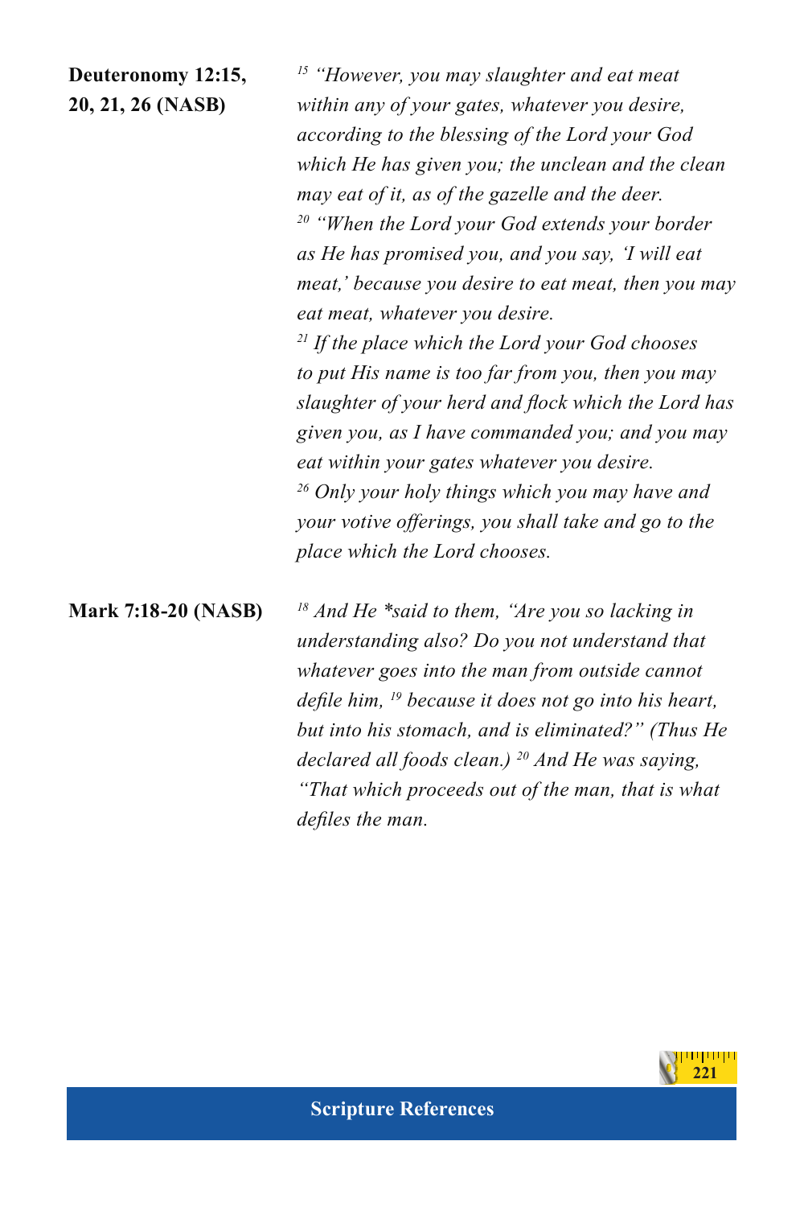**Deuteronomy 12:15, 20, 21, 26 (NASB)**

*[15] "However, you may slaughter and eat meat within any of your gates, whatever you desire, according to the blessing of the Lord your God which He has given you; the unclean and the clean may eat of it, as of the gazelle and the deer.*
*[20] "When the Lord your God extends your border as He has promised you, and you say, 'I will eat meat,' because you desire to eat meat, then you may eat meat, whatever you desire.*
*[21] If the place which the Lord your God chooses to put His name is too far from you, then you may slaughter of your herd and flock which the Lord has given you, as I have commanded you; and you may eat within your gates whatever you desire.*
*[26] Only your holy things which you may have and your votive offerings, you shall take and go to the place which the Lord chooses.*

**Mark 7:18-20 (NASB)**

*[18] And He *said to them, "Are you so lacking in understanding also? Do you not understand that whatever goes into the man from outside cannot defile him, [19] because it does not go into his heart, but into his stomach, and is eliminated?" (Thus He declared all foods clean.) [20] And He was saying, "That which proceeds out of the man, that is what defiles the man.*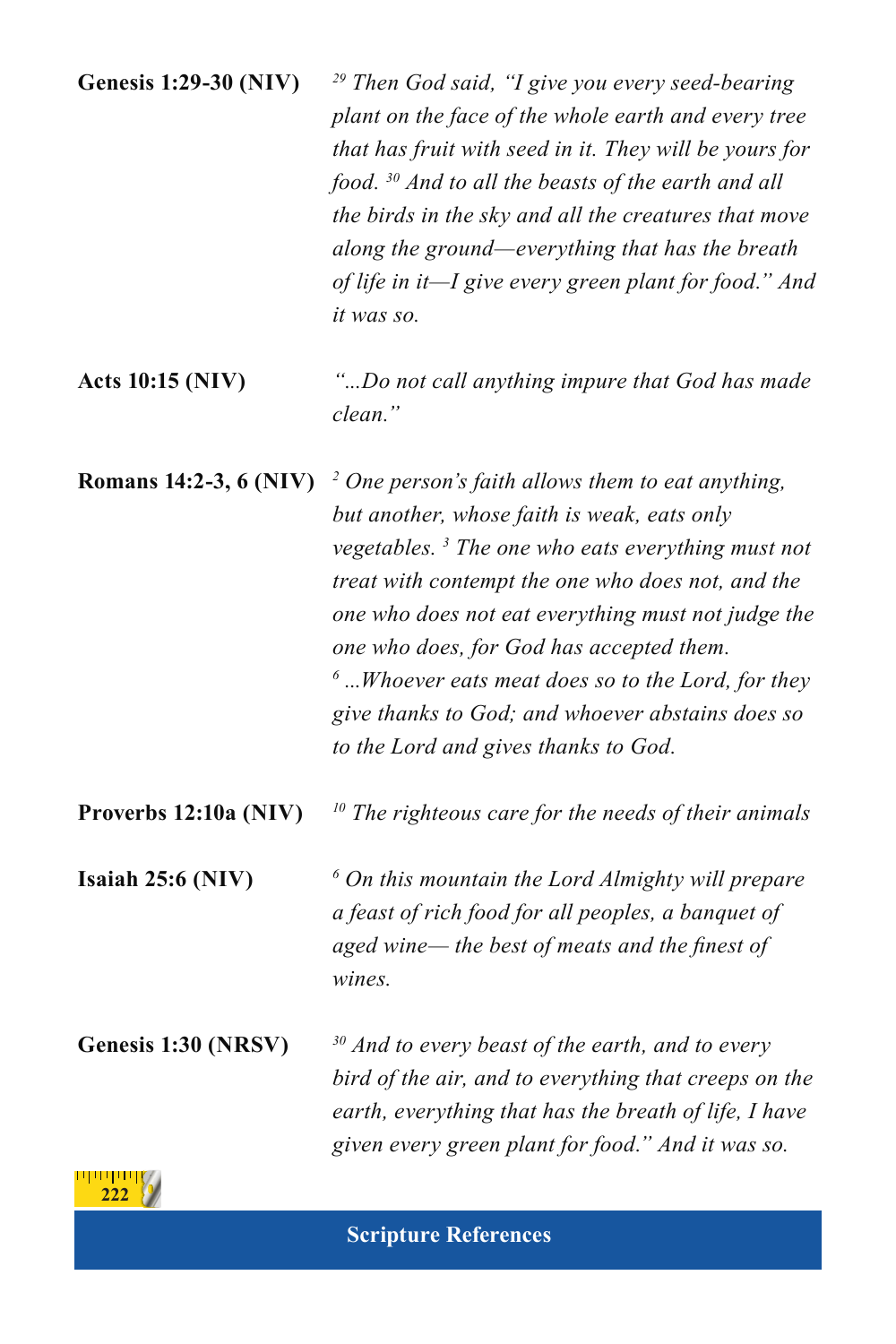**Genesis 1:29-30 (NIV)**

*[29] Then God said, "I give you every seed-bearing plant on the face of the whole earth and every tree that has fruit with seed in it. They will be yours for food. [30] And to all the beasts of the earth and all the birds in the sky and all the creatures that move along the ground—everything that has the breath of life in it—I give every green plant for food." And it was so.*

**Acts 10:15 (NIV)**

*"...Do not call anything impure that God has made clean."*

**Romans 14:2-3, 6 (NIV)**

*[2] One person's faith allows them to eat anything, but another, whose faith is weak, eats only vegetables. [3] The one who eats everything must not treat with contempt the one who does not, and the one who does not eat everything must not judge the one who does, for God has accepted them.*
*[6] ...Whoever eats meat does so to the Lord, for they give thanks to God; and whoever abstains does so to the Lord and gives thanks to God.*

**Proverbs 12:10a (NIV)**

*[10] The righteous care for the needs of their animals*

**Isaiah 25:6 (NIV)**

*[6] On this mountain the Lord Almighty will prepare a feast of rich food for all peoples, a banquet of aged wine— the best of meats and the finest of wines.*

**Genesis 1:30 (NRSV)**

*[30] And to every beast of the earth, and to every bird of the air, and to everything that creeps on the earth, everything that has the breath of life, I have given every green plant for food." And it was so.*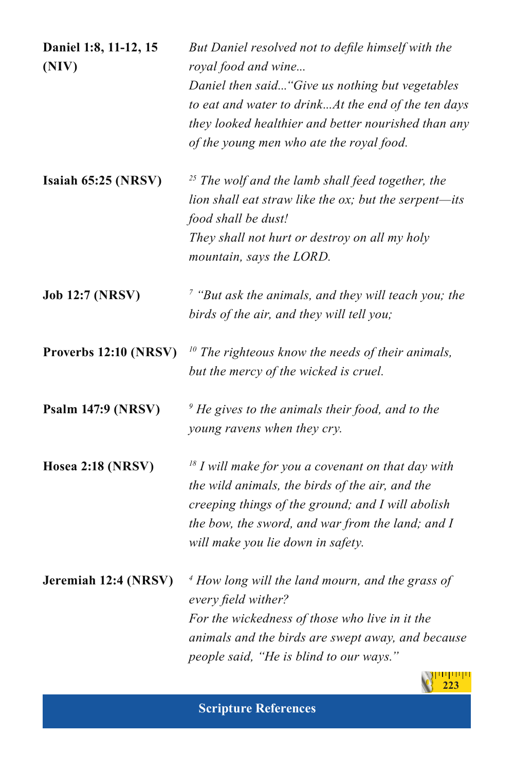| | |
|---|---|
| **Daniel 1:8, 11-12, 15 (NIV)** | *But Daniel resolved not to defile himself with the royal food and wine...* *Daniel then said...“Give us nothing but vegetables to eat and water to drink...At the end of the ten days they looked healthier and better nourished than any of the young men who ate the royal food.* |
| **Isaiah 65:25 (NRSV)** | *[25] The wolf and the lamb shall feed together, the lion shall eat straw like the ox; but the serpent—its food shall be dust!* *They shall not hurt or destroy on all my holy mountain, says the LORD.* |
| **Job 12:7 (NRSV)** | *[7] “But ask the animals, and they will teach you; the birds of the air, and they will tell you;* |
| **Proverbs 12:10 (NRSV)** | *[10] The righteous know the needs of their animals, but the mercy of the wicked is cruel.* |
| **Psalm 147:9 (NRSV)** | *[9] He gives to the animals their food, and to the young ravens when they cry.* |
| **Hosea 2:18 (NRSV)** | *[18] I will make for you a covenant on that day with the wild animals, the birds of the air, and the creeping things of the ground; and I will abolish the bow, the sword, and war from the land; and I will make you lie down in safety.* |
| **Jeremiah 12:4 (NRSV)** | *[4] How long will the land mourn, and the grass of every field wither?* *For the wickedness of those who live in it the animals and the birds are swept away, and because people said, “He is blind to our ways.”* |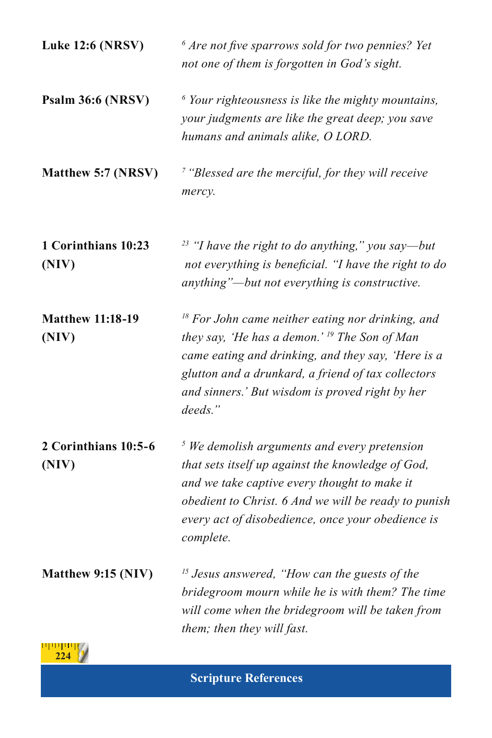**Luke 12:6 (NRSV)** *[6] Are not five sparrows sold for two pennies? Yet not one of them is forgotten in God's sight.*

**Psalm 36:6 (NRSV)** *[6] Your righteousness is like the mighty mountains, your judgments are like the great deep; you save humans and animals alike, O LORD.*

**Matthew 5:7 (NRSV)** *[7] "Blessed are the merciful, for they will receive mercy.*

**1 Corinthians 10:23 (NIV)** *[23] "I have the right to do anything," you say—but not everything is beneficial. "I have the right to do anything"—but not everything is constructive.*

**Matthew 11:18-19 (NIV)** *[18] For John came neither eating nor drinking, and they say, 'He has a demon.' [19] The Son of Man came eating and drinking, and they say, 'Here is a glutton and a drunkard, a friend of tax collectors and sinners.' But wisdom is proved right by her deeds."*

**2 Corinthians 10:5-6 (NIV)** *[5] We demolish arguments and every pretension that sets itself up against the knowledge of God, and we take captive every thought to make it obedient to Christ. 6 And we will be ready to punish every act of disobedience, once your obedience is complete.*

**Matthew 9:15 (NIV)** *[15] Jesus answered, "How can the guests of the bridegroom mourn while he is with them? The time will come when the bridegroom will be taken from them; then they will fast.*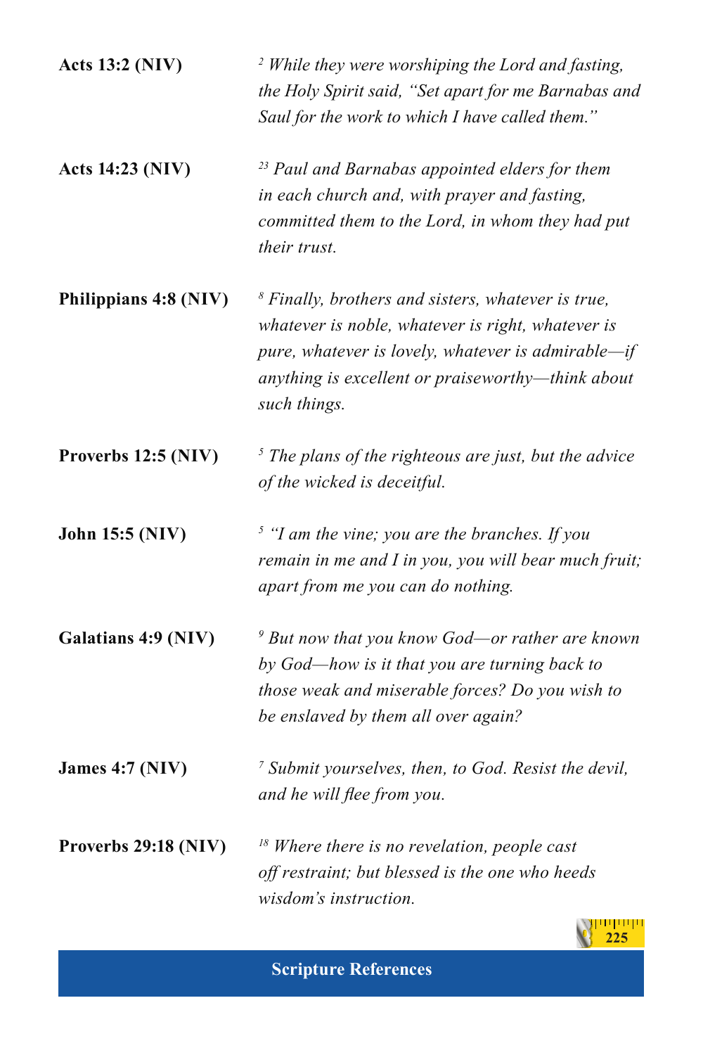**Acts 13:2 (NIV)**

*[2] While they were worshiping the Lord and fasting, the Holy Spirit said, "Set apart for me Barnabas and Saul for the work to which I have called them."*

**Acts 14:23 (NIV)**

*[23] Paul and Barnabas appointed elders for them in each church and, with prayer and fasting, committed them to the Lord, in whom they had put their trust.*

**Philippians 4:8 (NIV)**

*[8] Finally, brothers and sisters, whatever is true, whatever is noble, whatever is right, whatever is pure, whatever is lovely, whatever is admirable—if anything is excellent or praiseworthy—think about such things.*

**Proverbs 12:5 (NIV)**

*[5] The plans of the righteous are just, but the advice of the wicked is deceitful.*

**John 15:5 (NIV)**

*[5] "I am the vine; you are the branches. If you remain in me and I in you, you will bear much fruit; apart from me you can do nothing.*

**Galatians 4:9 (NIV)**

*[9] But now that you know God—or rather are known by God—how is it that you are turning back to those weak and miserable forces? Do you wish to be enslaved by them all over again?*

**James 4:7 (NIV)**

*[7] Submit yourselves, then, to God. Resist the devil, and he will flee from you.*

**Proverbs 29:18 (NIV)**

*[18] Where there is no revelation, people cast off restraint; but blessed is the one who heeds wisdom's instruction.*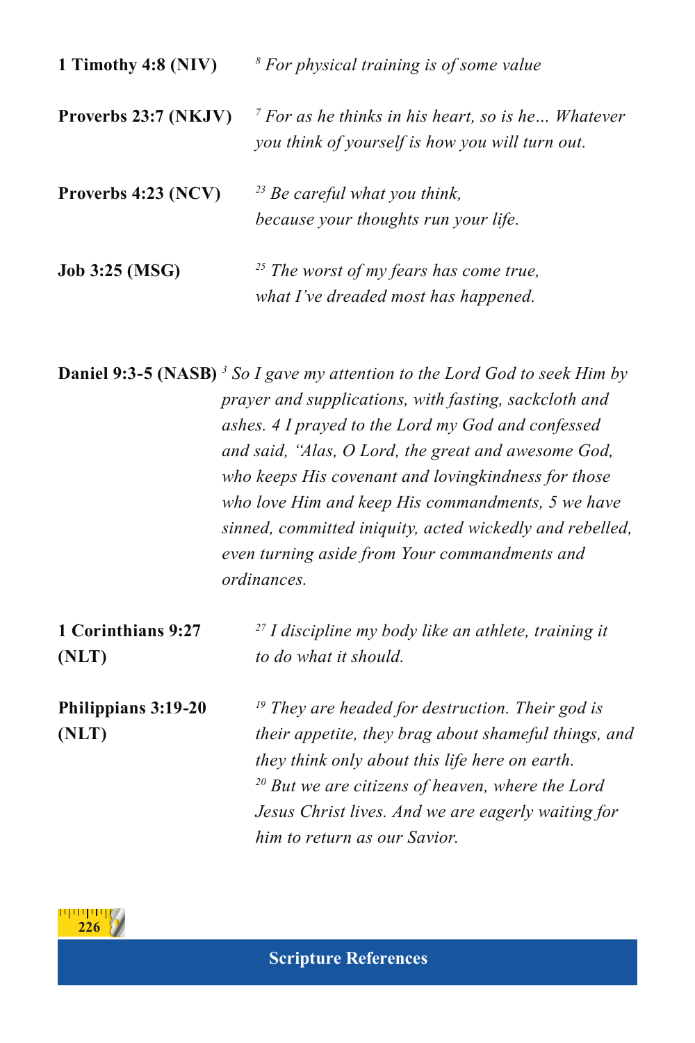**1 Timothy 4:8 (NIV)** [8] *For physical training is of some value*

**Proverbs 23:7 (NKJV)** [7] *For as he thinks in his heart, so is he… Whatever you think of yourself is how you will turn out.*

**Proverbs 4:23 (NCV)** [23] *Be careful what you think,*
*because your thoughts run your life.*

**Job 3:25 (MSG)** [25] *The worst of my fears has come true,*
*what I've dreaded most has happened.*

**Daniel 9:3-5 (NASB)** [3] *So I gave my attention to the Lord God to seek Him by prayer and supplications, with fasting, sackcloth and ashes. 4 I prayed to the Lord my God and confessed and said, "Alas, O Lord, the great and awesome God, who keeps His covenant and lovingkindness for those who love Him and keep His commandments, 5 we have sinned, committed iniquity, acted wickedly and rebelled, even turning aside from Your commandments and ordinances.*

**1 Corinthians 9:27 (NLT)** [27] *I discipline my body like an athlete, training it to do what it should.*

**Philippians 3:19-20 (NLT)** [19] *They are headed for destruction. Their god is their appetite, they brag about shameful things, and they think only about this life here on earth.*
[20] *But we are citizens of heaven, where the Lord Jesus Christ lives. And we are eagerly waiting for him to return as our Savior.*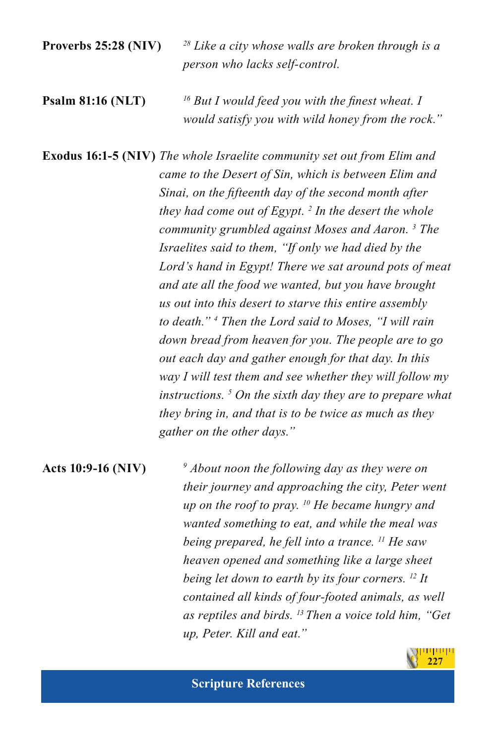**Proverbs 25:28 (NIV)** *[28] Like a city whose walls are broken through is a person who lacks self-control.*

**Psalm 81:16 (NLT)** *[16] But I would feed you with the finest wheat. I would satisfy you with wild honey from the rock."*

**Exodus 16:1-5 (NIV)** *The whole Israelite community set out from Elim and came to the Desert of Sin, which is between Elim and Sinai, on the fifteenth day of the second month after they had come out of Egypt. [2] In the desert the whole community grumbled against Moses and Aaron. [3] The Israelites said to them, "If only we had died by the Lord's hand in Egypt! There we sat around pots of meat and ate all the food we wanted, but you have brought us out into this desert to starve this entire assembly to death." [4] Then the Lord said to Moses, "I will rain down bread from heaven for you. The people are to go out each day and gather enough for that day. In this way I will test them and see whether they will follow my instructions. [5] On the sixth day they are to prepare what they bring in, and that is to be twice as much as they gather on the other days."*

**Acts 10:9-16 (NIV)** *[9] About noon the following day as they were on their journey and approaching the city, Peter went up on the roof to pray. [10] He became hungry and wanted something to eat, and while the meal was being prepared, he fell into a trance. [11] He saw heaven opened and something like a large sheet being let down to earth by its four corners. [12] It contained all kinds of four-footed animals, as well as reptiles and birds. [13] Then a voice told him, "Get up, Peter. Kill and eat."*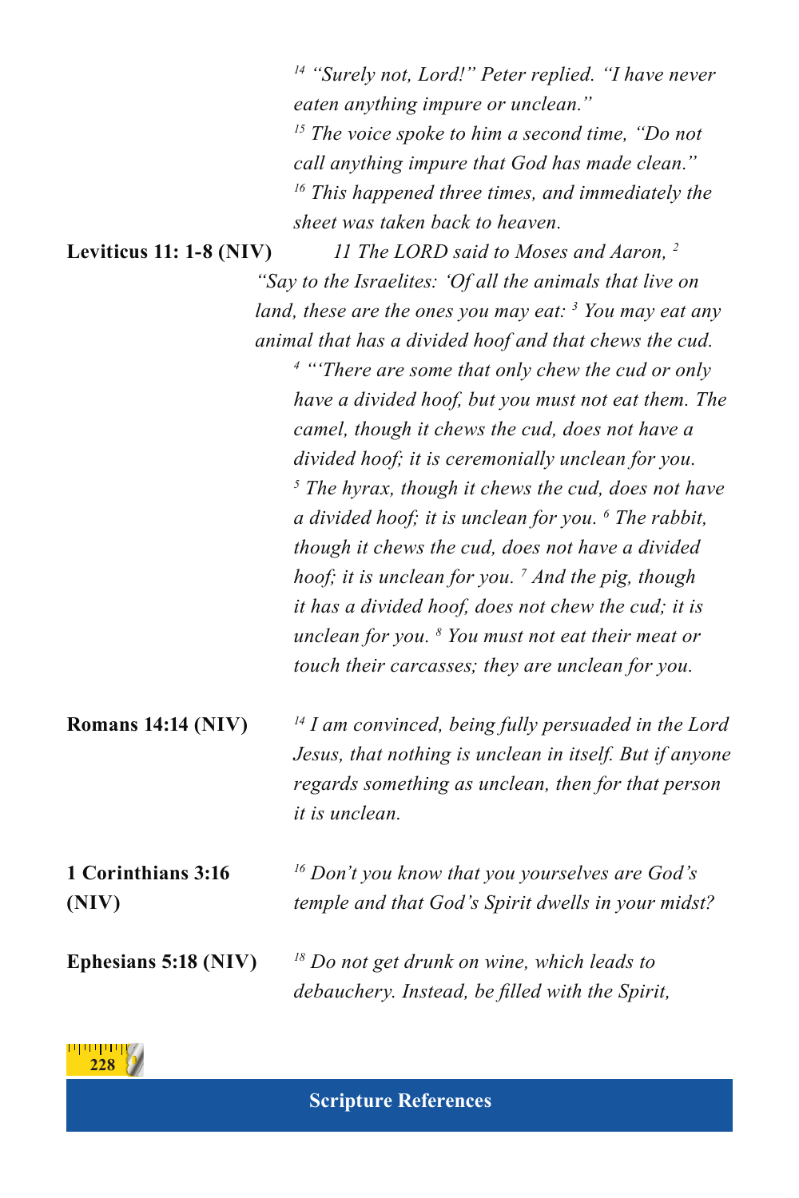*[14] "Surely not, Lord!" Peter replied. "I have never eaten anything impure or unclean."*
*[15] The voice spoke to him a second time, "Do not call anything impure that God has made clean."*
*[16] This happened three times, and immediately the sheet was taken back to heaven.*

**Leviticus 11: 1-8 (NIV)**

*11 The LORD said to Moses and Aaron, [2] "Say to the Israelites: 'Of all the animals that live on land, these are the ones you may eat: [3] You may eat any animal that has a divided hoof and that chews the cud.*
*[4] "'There are some that only chew the cud or only have a divided hoof, but you must not eat them. The camel, though it chews the cud, does not have a divided hoof; it is ceremonially unclean for you. [5] The hyrax, though it chews the cud, does not have a divided hoof; it is unclean for you. [6] The rabbit, though it chews the cud, does not have a divided hoof; it is unclean for you. [7] And the pig, though it has a divided hoof, does not chew the cud; it is unclean for you. [8] You must not eat their meat or touch their carcasses; they are unclean for you.*

**Romans 14:14 (NIV)**

*[14] I am convinced, being fully persuaded in the Lord Jesus, that nothing is unclean in itself. But if anyone regards something as unclean, then for that person it is unclean.*

**1 Corinthians 3:16 (NIV)**

*[16] Don't you know that you yourselves are God's temple and that God's Spirit dwells in your midst?*

**Ephesians 5:18 (NIV)**

*[18] Do not get drunk on wine, which leads to debauchery. Instead, be filled with the Spirit,*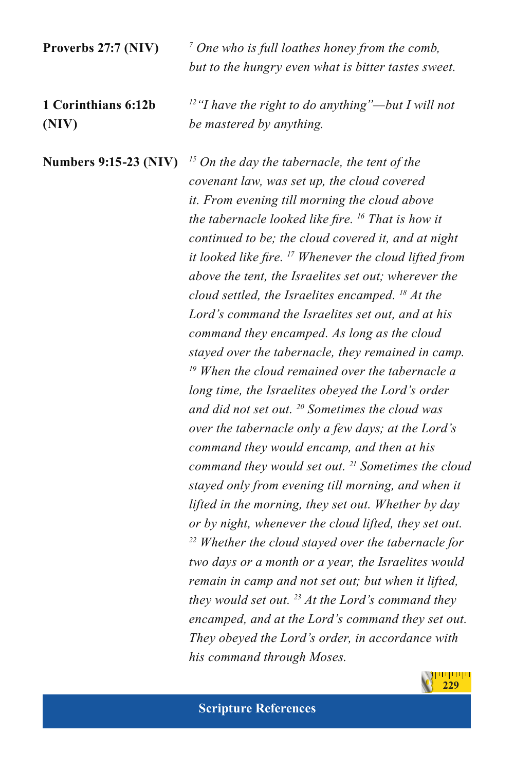**Proverbs 27:7 (NIV)**

*[7] One who is full loathes honey from the comb, but to the hungry even what is bitter tastes sweet.*

**1 Corinthians 6:12b (NIV)**

*[12] "I have the right to do anything"—but I will not be mastered by anything.*

**Numbers 9:15-23 (NIV)**

*[15] On the day the tabernacle, the tent of the covenant law, was set up, the cloud covered it. From evening till morning the cloud above the tabernacle looked like fire. [16] That is how it continued to be; the cloud covered it, and at night it looked like fire. [17] Whenever the cloud lifted from above the tent, the Israelites set out; wherever the cloud settled, the Israelites encamped. [18] At the Lord's command the Israelites set out, and at his command they encamped. As long as the cloud stayed over the tabernacle, they remained in camp. [19] When the cloud remained over the tabernacle a long time, the Israelites obeyed the Lord's order and did not set out. [20] Sometimes the cloud was over the tabernacle only a few days; at the Lord's command they would encamp, and then at his command they would set out. [21] Sometimes the cloud stayed only from evening till morning, and when it lifted in the morning, they set out. Whether by day or by night, whenever the cloud lifted, they set out. [22] Whether the cloud stayed over the tabernacle for two days or a month or a year, the Israelites would remain in camp and not set out; but when it lifted, they would set out. [23] At the Lord's command they encamped, and at the Lord's command they set out. They obeyed the Lord's order, in accordance with his command through Moses.*